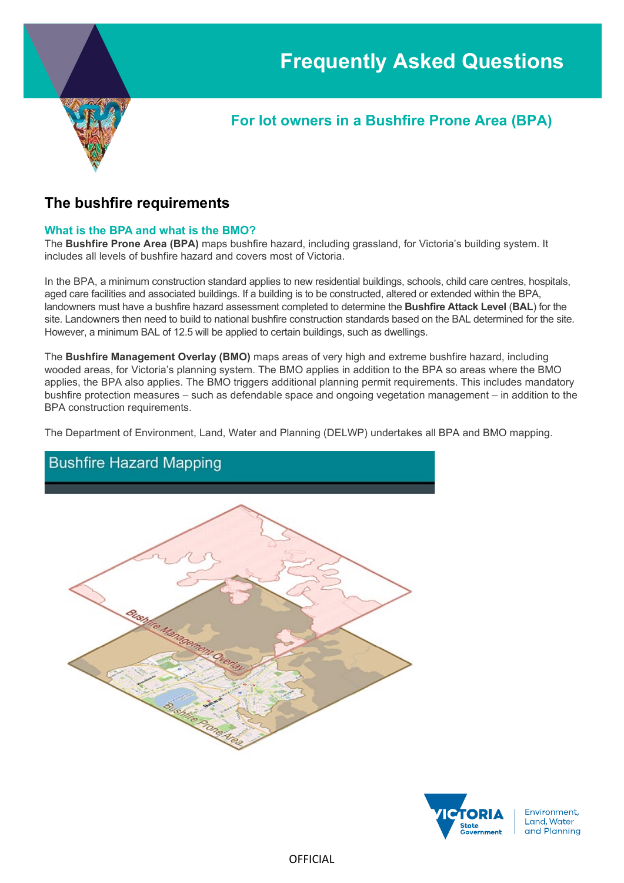# Frequently Asked Questions

## For lot owners in a Bushfire Prone Area (BPA)

## The bushfire requirements

### What is the BPA and what is the BMO?

The **Bushfire Prone Area (BPA)** maps bushfire hazard, including grassland, for Victoria's building system. It includes all levels of bushfire hazard and covers most of Victoria.

In the BPA, a minimum construction standard applies to new residential buildings, schools, child care centres, hospitals, aged care facilities and associated buildings. If a building is to be constructed, altered or extended within the BPA, landowners must have a bushfire hazard assessment completed to determine the **Bushfire Attack Level** (**BAL**) for the site. Landowners then need to build to national bushfire construction standards based on the BAL determined for the site. However, a minimum BAL of 12.5 will be applied to certain buildings, such as dwellings.

The **Bushfire Management Overlay (BMO)** maps areas of very high and extreme bushfire hazard, including wooded areas, for Victoria's planning system. The BMO applies in addition to the BPA so areas where the BMO applies, the BPA also applies. The BMO triggers additional planning permit requirements. This includes mandatory bushfire protection measures – such as defendable space and ongoing vegetation management – in addition to the BPA construction requirements.

The Department of Environment, Land, Water and Planning (DELWP) undertakes all BPA and BMO mapping.

Bushfire Hazard Mapping

Bushfire Management Overlay

Bushfire Prone Area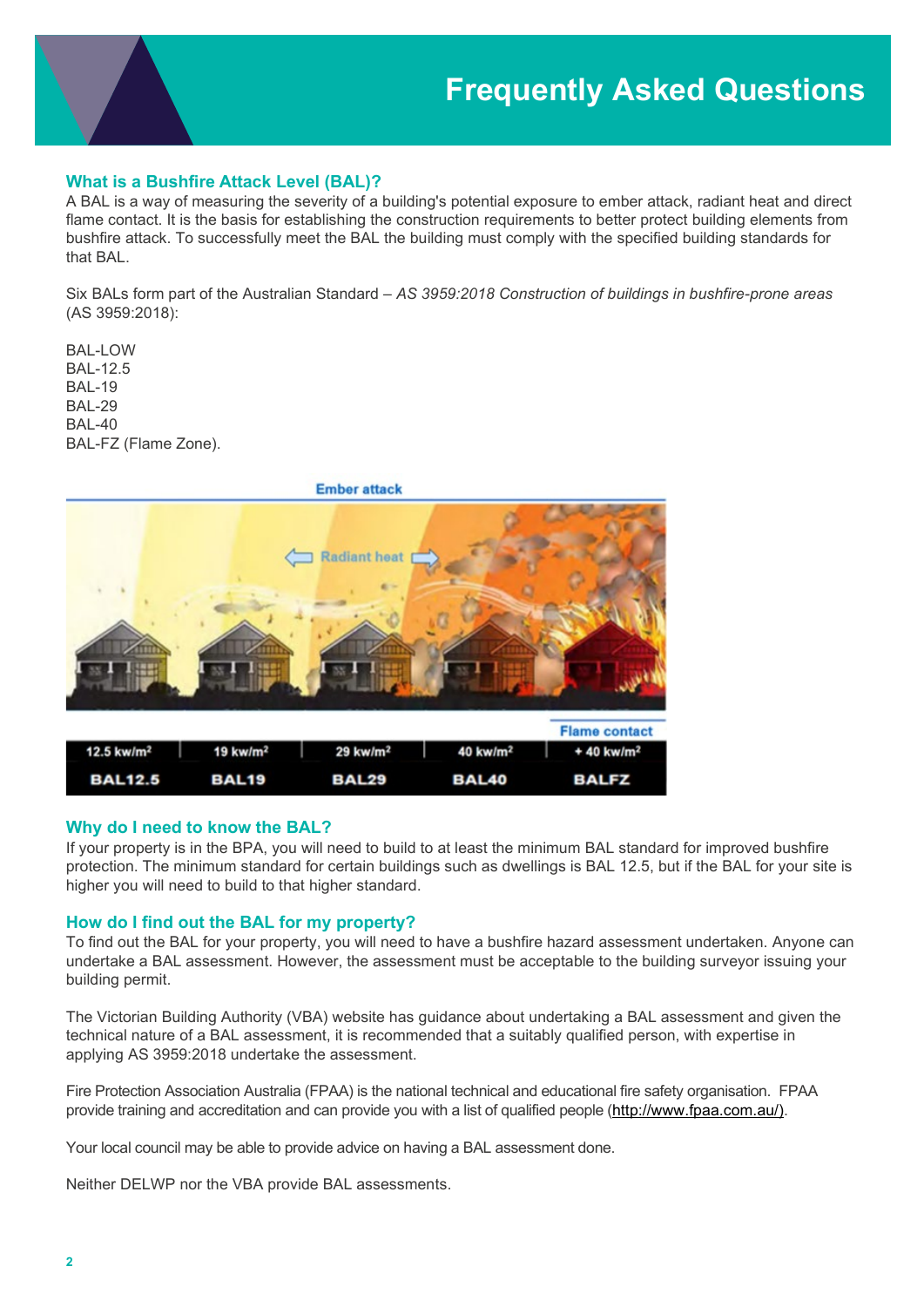# Frequently Asked Questions

## What is a Bushfire Attack Level (BAL)?

A BAL is a way of measuring the severity of a building's potential exposure to ember attack, radiant heat and direct flame contact. It is the basis for establishing the construction requirements to better protect building elements from bushfire attack. To successfully meet the BAL the building must comply with the specified building standards for that BAL.

Six BALs form part of the Australian Standard – *AS 3959:2018 Construction of buildings in bushfire-prone areas* (AS 3959:2018):

BAL-LOW
BAL-12.5
BAL-19
BAL-29
BAL-40
BAL-FZ (Flame Zone).

Ember attack

Radiant heat

Flame contact

| 12.5 kw/m² | 19 kw/m² | 29 kw/m² | 40 kw/m² | + 40 kw/m² |
|---|---|---|---|---|
| BAL12.5 | BAL19 | BAL29 | BAL40 | BALFZ |

## Why do I need to know the BAL?

If your property is in the BPA, you will need to build to at least the minimum BAL standard for improved bushfire protection. The minimum standard for certain buildings such as dwellings is BAL 12.5, but if the BAL for your site is higher you will need to build to that higher standard.

## How do I find out the BAL for my property?

To find out the BAL for your property, you will need to have a bushfire hazard assessment undertaken. Anyone can undertake a BAL assessment. However, the assessment must be acceptable to the building surveyor issuing your building permit.

The Victorian Building Authority (VBA) website has guidance about undertaking a BAL assessment and given the technical nature of a BAL assessment, it is recommended that a suitably qualified person, with expertise in applying AS 3959:2018 undertake the assessment.

Fire Protection Association Australia (FPAA) is the national technical and educational fire safety organisation. FPAA provide training and accreditation and can provide you with a list of qualified people (http://www.fpaa.com.au/).

Your local council may be able to provide advice on having a BAL assessment done.

Neither DELWP nor the VBA provide BAL assessments.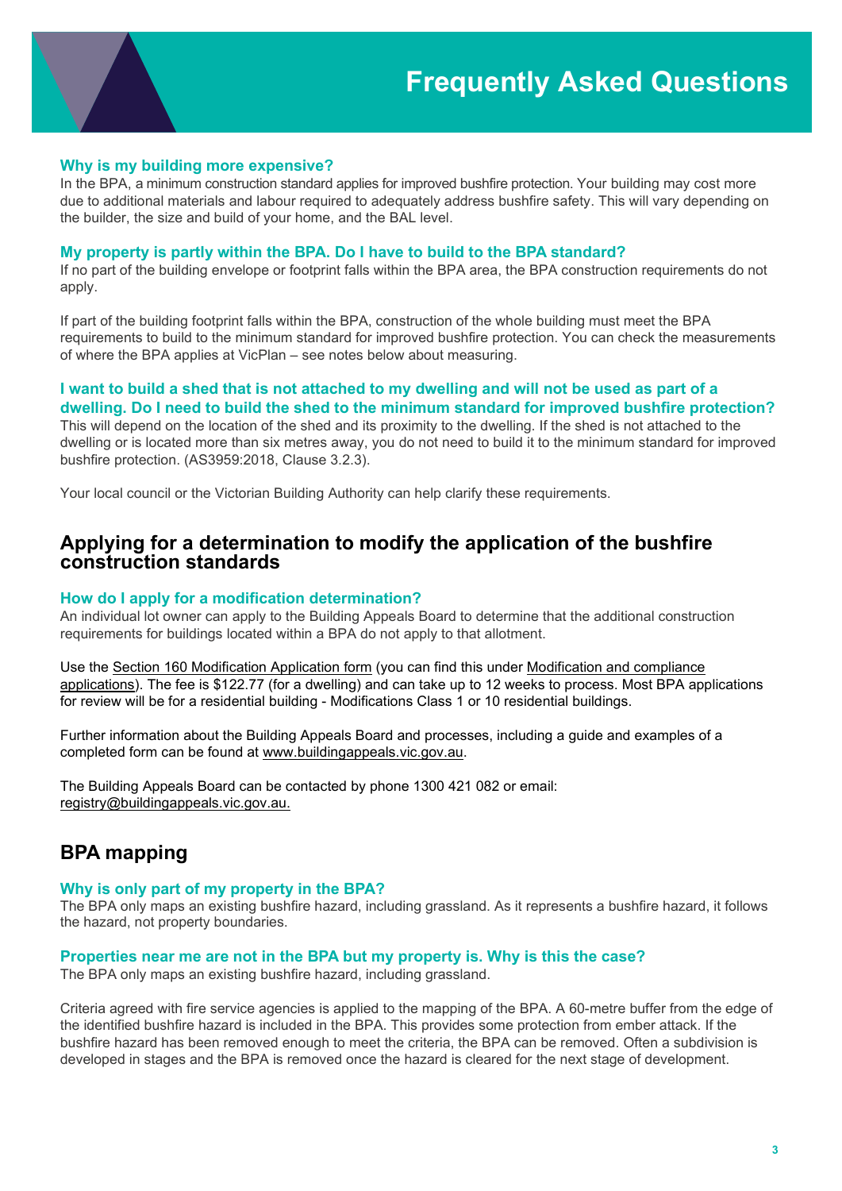# Frequently Asked Questions

### Why is my building more expensive?

In the BPA, a minimum construction standard applies for improved bushfire protection. Your building may cost more due to additional materials and labour required to adequately address bushfire safety. This will vary depending on the builder, the size and build of your home, and the BAL level.

### My property is partly within the BPA. Do I have to build to the BPA standard?

If no part of the building envelope or footprint falls within the BPA area, the BPA construction requirements do not apply.

If part of the building footprint falls within the BPA, construction of the whole building must meet the BPA requirements to build to the minimum standard for improved bushfire protection. You can check the measurements of where the BPA applies at VicPlan – see notes below about measuring.

### I want to build a shed that is not attached to my dwelling and will not be used as part of a dwelling. Do I need to build the shed to the minimum standard for improved bushfire protection?

This will depend on the location of the shed and its proximity to the dwelling. If the shed is not attached to the dwelling or is located more than six metres away, you do not need to build it to the minimum standard for improved bushfire protection. (AS3959:2018, Clause 3.2.3).

Your local council or the Victorian Building Authority can help clarify these requirements.

## Applying for a determination to modify the application of the bushfire construction standards

### How do I apply for a modification determination?

An individual lot owner can apply to the Building Appeals Board to determine that the additional construction requirements for buildings located within a BPA do not apply to that allotment.

Use the Section 160 Modification Application form (you can find this under Modification and compliance applications). The fee is $122.77 (for a dwelling) and can take up to 12 weeks to process. Most BPA applications for review will be for a residential building - Modifications Class 1 or 10 residential buildings.

Further information about the Building Appeals Board and processes, including a guide and examples of a completed form can be found at www.buildingappeals.vic.gov.au.

The Building Appeals Board can be contacted by phone 1300 421 082 or email: registry@buildingappeals.vic.gov.au.

## BPA mapping

### Why is only part of my property in the BPA?

The BPA only maps an existing bushfire hazard, including grassland. As it represents a bushfire hazard, it follows the hazard, not property boundaries.

### Properties near me are not in the BPA but my property is. Why is this the case?

The BPA only maps an existing bushfire hazard, including grassland.

Criteria agreed with fire service agencies is applied to the mapping of the BPA. A 60-metre buffer from the edge of the identified bushfire hazard is included in the BPA. This provides some protection from ember attack. If the bushfire hazard has been removed enough to meet the criteria, the BPA can be removed. Often a subdivision is developed in stages and the BPA is removed once the hazard is cleared for the next stage of development.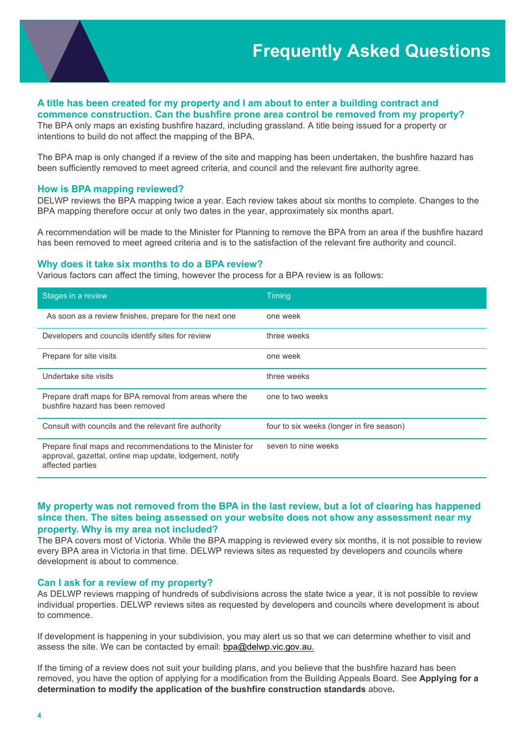# Frequently Asked Questions

### A title has been created for my property and I am about to enter a building contract and commence construction. Can the bushfire prone area control be removed from my property?

The BPA only maps an existing bushfire hazard, including grassland. A title being issued for a property or intentions to build do not affect the mapping of the BPA.

The BPA map is only changed if a review of the site and mapping has been undertaken, the bushfire hazard has been sufficiently removed to meet agreed criteria, and council and the relevant fire authority agree.

### How is BPA mapping reviewed?

DELWP reviews the BPA mapping twice a year. Each review takes about six months to complete. Changes to the BPA mapping therefore occur at only two dates in the year, approximately six months apart.

A recommendation will be made to the Minister for Planning to remove the BPA from an area if the bushfire hazard has been removed to meet agreed criteria and is to the satisfaction of the relevant fire authority and council.

### Why does it take six months to do a BPA review?

Various factors can affect the timing, however the process for a BPA review is as follows:

| Stages in a review | Timing |
| --- | --- |
| As soon as a review finishes, prepare for the next one | one week |
| Developers and councils identify sites for review | three weeks |
| Prepare for site visits | one week |
| Undertake site visits | three weeks |
| Prepare draft maps for BPA removal from areas where the bushfire hazard has been removed | one to two weeks |
| Consult with councils and the relevant fire authority | four to six weeks (longer in fire season) |
| Prepare final maps and recommendations to the Minister for approval, gazettal, online map update, lodgement, notify affected parties | seven to nine weeks |

### My property was not removed from the BPA in the last review, but a lot of clearing has happened since then. The sites being assessed on your website does not show any assessment near my property. Why is my area not included?

The BPA covers most of Victoria. While the BPA mapping is reviewed every six months, it is not possible to review every BPA area in Victoria in that time. DELWP reviews sites as requested by developers and councils where development is about to commence.

### Can I ask for a review of my property?

As DELWP reviews mapping of hundreds of subdivisions across the state twice a year, it is not possible to review individual properties. DELWP reviews sites as requested by developers and councils where development is about to commence.

If development is happening in your subdivision, you may alert us so that we can determine whether to visit and assess the site. We can be contacted by email: bpa@delwp.vic.gov.au.

If the timing of a review does not suit your building plans, and you believe that the bushfire hazard has been removed, you have the option of applying for a modification from the Building Appeals Board. See **Applying for a determination to modify the application of the bushfire construction standards** above**.**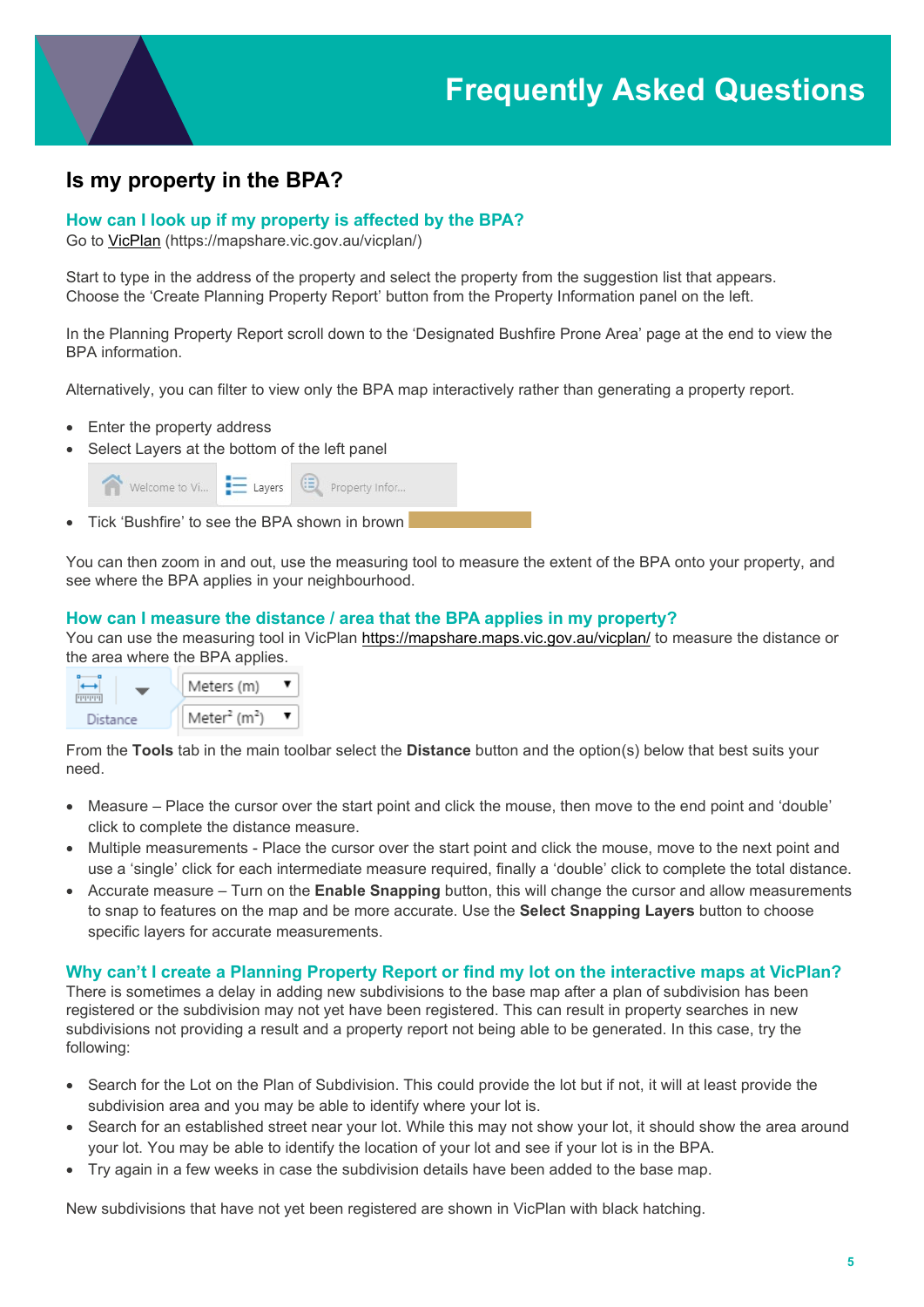# Frequently Asked Questions

## Is my property in the BPA?

### How can I look up if my property is affected by the BPA?

Go to VicPlan (https://mapshare.vic.gov.au/vicplan/)

Start to type in the address of the property and select the property from the suggestion list that appears. Choose the 'Create Planning Property Report' button from the Property Information panel on the left.

In the Planning Property Report scroll down to the 'Designated Bushfire Prone Area' page at the end to view the BPA information.

Alternatively, you can filter to view only the BPA map interactively rather than generating a property report.

- Enter the property address
- Select Layers at the bottom of the left panel
- Tick 'Bushfire' to see the BPA shown in brown

You can then zoom in and out, use the measuring tool to measure the extent of the BPA onto your property, and see where the BPA applies in your neighbourhood.

### How can I measure the distance / area that the BPA applies in my property?

You can use the measuring tool in VicPlan https://mapshare.maps.vic.gov.au/vicplan/ to measure the distance or the area where the BPA applies.

From the **Tools** tab in the main toolbar select the **Distance** button and the option(s) below that best suits your need.

- Measure – Place the cursor over the start point and click the mouse, then move to the end point and 'double' click to complete the distance measure.
- Multiple measurements - Place the cursor over the start point and click the mouse, move to the next point and use a 'single' click for each intermediate measure required, finally a 'double' click to complete the total distance.
- Accurate measure – Turn on the **Enable Snapping** button, this will change the cursor and allow measurements to snap to features on the map and be more accurate. Use the **Select Snapping Layers** button to choose specific layers for accurate measurements.

### Why can't I create a Planning Property Report or find my lot on the interactive maps at VicPlan?

There is sometimes a delay in adding new subdivisions to the base map after a plan of subdivision has been registered or the subdivision may not yet have been registered. This can result in property searches in new subdivisions not providing a result and a property report not being able to be generated. In this case, try the following:

- Search for the Lot on the Plan of Subdivision. This could provide the lot but if not, it will at least provide the subdivision area and you may be able to identify where your lot is.
- Search for an established street near your lot. While this may not show your lot, it should show the area around your lot. You may be able to identify the location of your lot and see if your lot is in the BPA.
- Try again in a few weeks in case the subdivision details have been added to the base map.

New subdivisions that have not yet been registered are shown in VicPlan with black hatching.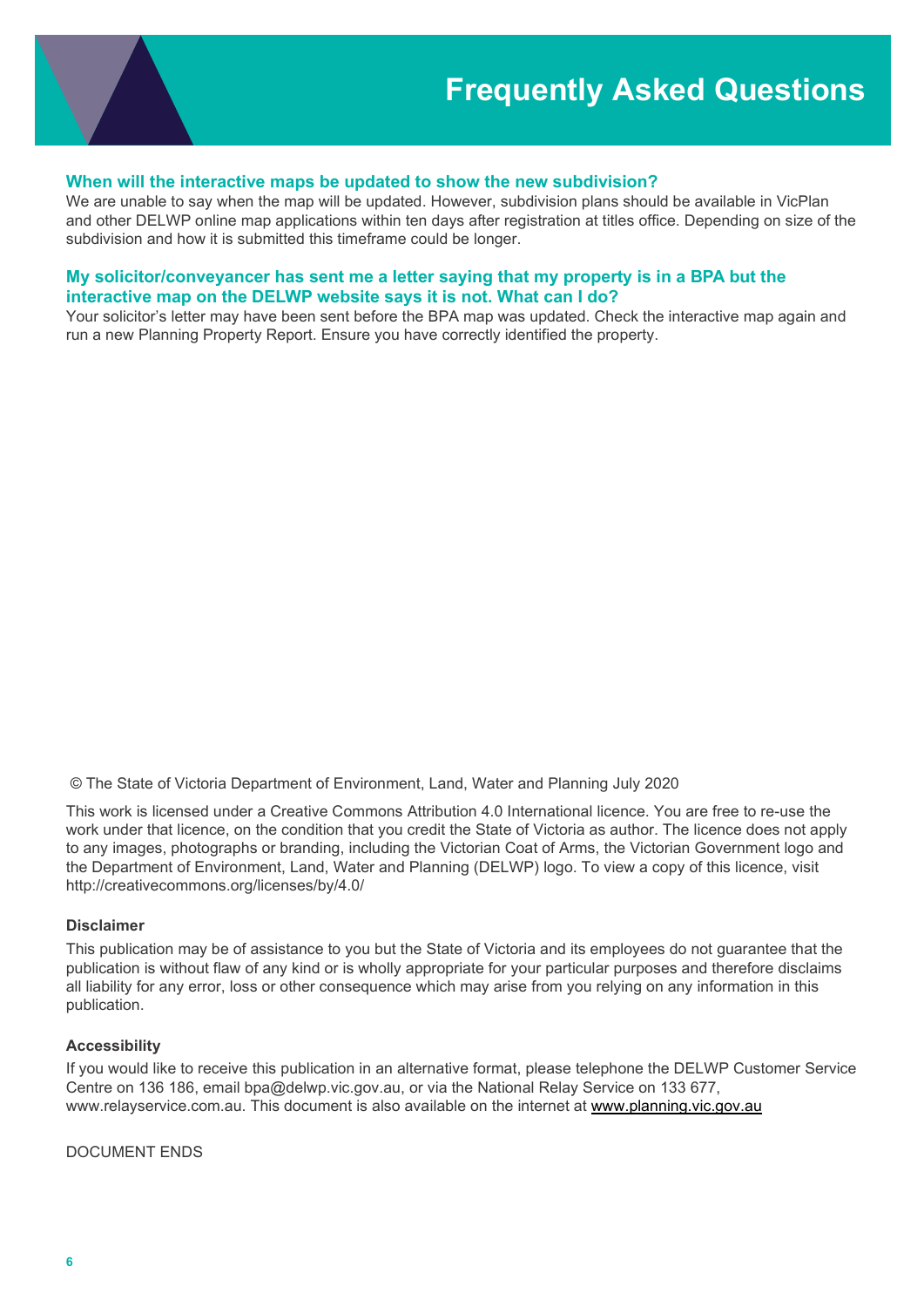# Frequently Asked Questions

### When will the interactive maps be updated to show the new subdivision?

We are unable to say when the map will be updated. However, subdivision plans should be available in VicPlan and other DELWP online map applications within ten days after registration at titles office. Depending on size of the subdivision and how it is submitted this timeframe could be longer.

### My solicitor/conveyancer has sent me a letter saying that my property is in a BPA but the interactive map on the DELWP website says it is not. What can I do?

Your solicitor's letter may have been sent before the BPA map was updated. Check the interactive map again and run a new Planning Property Report. Ensure you have correctly identified the property.

© The State of Victoria Department of Environment, Land, Water and Planning July 2020

This work is licensed under a Creative Commons Attribution 4.0 International licence. You are free to re-use the work under that licence, on the condition that you credit the State of Victoria as author. The licence does not apply to any images, photographs or branding, including the Victorian Coat of Arms, the Victorian Government logo and the Department of Environment, Land, Water and Planning (DELWP) logo. To view a copy of this licence, visit http://creativecommons.org/licenses/by/4.0/

**Disclaimer**

This publication may be of assistance to you but the State of Victoria and its employees do not guarantee that the publication is without flaw of any kind or is wholly appropriate for your particular purposes and therefore disclaims all liability for any error, loss or other consequence which may arise from you relying on any information in this publication.

**Accessibility**

If you would like to receive this publication in an alternative format, please telephone the DELWP Customer Service Centre on 136 186, email bpa@delwp.vic.gov.au, or via the National Relay Service on 133 677, www.relayservice.com.au. This document is also available on the internet at www.planning.vic.gov.au

DOCUMENT ENDS